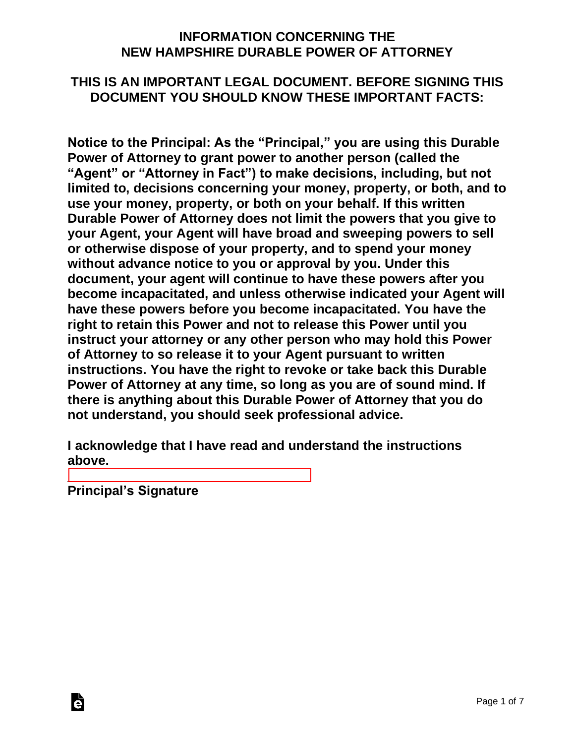## INFORMATION CONCERNING THE NEW HAMPSHIRE DURABLE POWER OF ATTORNEY

### THIS IS AN IMPORTANT LEGAL DOCUMENT. BEFORE SIGNING THIS DOCUMENT YOU SHOULD KNOW THESE IMPORTANT FACTS:

**Notice to the Principal: As the "Principal," you are using this Durable Power of Attorney to grant power to another person (called the "Agent" or "Attorney in Fact") to make decisions, including, but not limited to, decisions concerning your money, property, or both, and to use your money, property, or both on your behalf. If this written Durable Power of Attorney does not limit the powers that you give to your Agent, your Agent will have broad and sweeping powers to sell or otherwise dispose of your property, and to spend your money without advance notice to you or approval by you. Under this document, your agent will continue to have these powers after you become incapacitated, and unless otherwise indicated your Agent will have these powers before you become incapacitated. You have the right to retain this Power and not to release this Power until you instruct your attorney or any other person who may hold this Power of Attorney to so release it to your Agent pursuant to written instructions. You have the right to revoke or take back this Durable Power of Attorney at any time, so long as you are of sound mind. If there is anything about this Durable Power of Attorney that you do not understand, you should seek professional advice.**

**I acknowledge that I have read and understand the instructions above.**

\_\_\_\_\_\_\_\_\_\_\_\_\_\_\_\_\_\_\_\_\_\_\_\_\_\_\_\_\_\_\_\_\_\_\_\_

**Principal's Signature**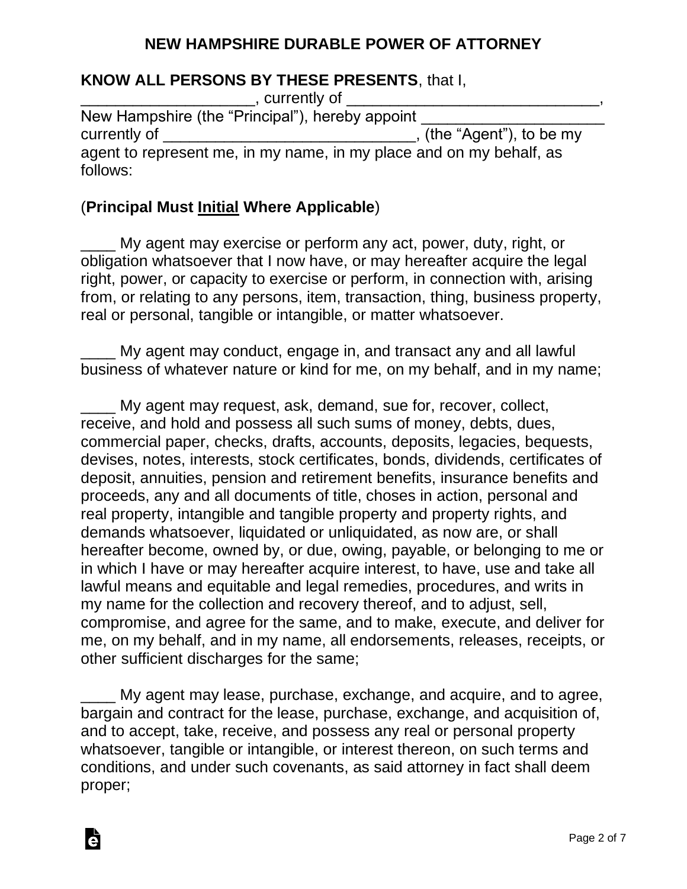# NEW HAMPSHIRE DURABLE POWER OF ATTORNEY

**KNOW ALL PERSONS BY THESE PRESENTS**, that I, ____________________, currently of ______________________________, New Hampshire (the "Principal"), hereby appoint ______________________ currently of ______________________________, (the "Agent"), to be my agent to represent me, in my name, in my place and on my behalf, as follows:

(**Principal Must Initial Where Applicable**)

____ My agent may exercise or perform any act, power, duty, right, or obligation whatsoever that I now have, or may hereafter acquire the legal right, power, or capacity to exercise or perform, in connection with, arising from, or relating to any persons, item, transaction, thing, business property, real or personal, tangible or intangible, or matter whatsoever.

____ My agent may conduct, engage in, and transact any and all lawful business of whatever nature or kind for me, on my behalf, and in my name;

____ My agent may request, ask, demand, sue for, recover, collect, receive, and hold and possess all such sums of money, debts, dues, commercial paper, checks, drafts, accounts, deposits, legacies, bequests, devises, notes, interests, stock certificates, bonds, dividends, certificates of deposit, annuities, pension and retirement benefits, insurance benefits and proceeds, any and all documents of title, choses in action, personal and real property, intangible and tangible property and property rights, and demands whatsoever, liquidated or unliquidated, as now are, or shall hereafter become, owned by, or due, owing, payable, or belonging to me or in which I have or may hereafter acquire interest, to have, use and take all lawful means and equitable and legal remedies, procedures, and writs in my name for the collection and recovery thereof, and to adjust, sell, compromise, and agree for the same, and to make, execute, and deliver for me, on my behalf, and in my name, all endorsements, releases, receipts, or other sufficient discharges for the same;

____ My agent may lease, purchase, exchange, and acquire, and to agree, bargain and contract for the lease, purchase, exchange, and acquisition of, and to accept, take, receive, and possess any real or personal property whatsoever, tangible or intangible, or interest thereon, on such terms and conditions, and under such covenants, as said attorney in fact shall deem proper;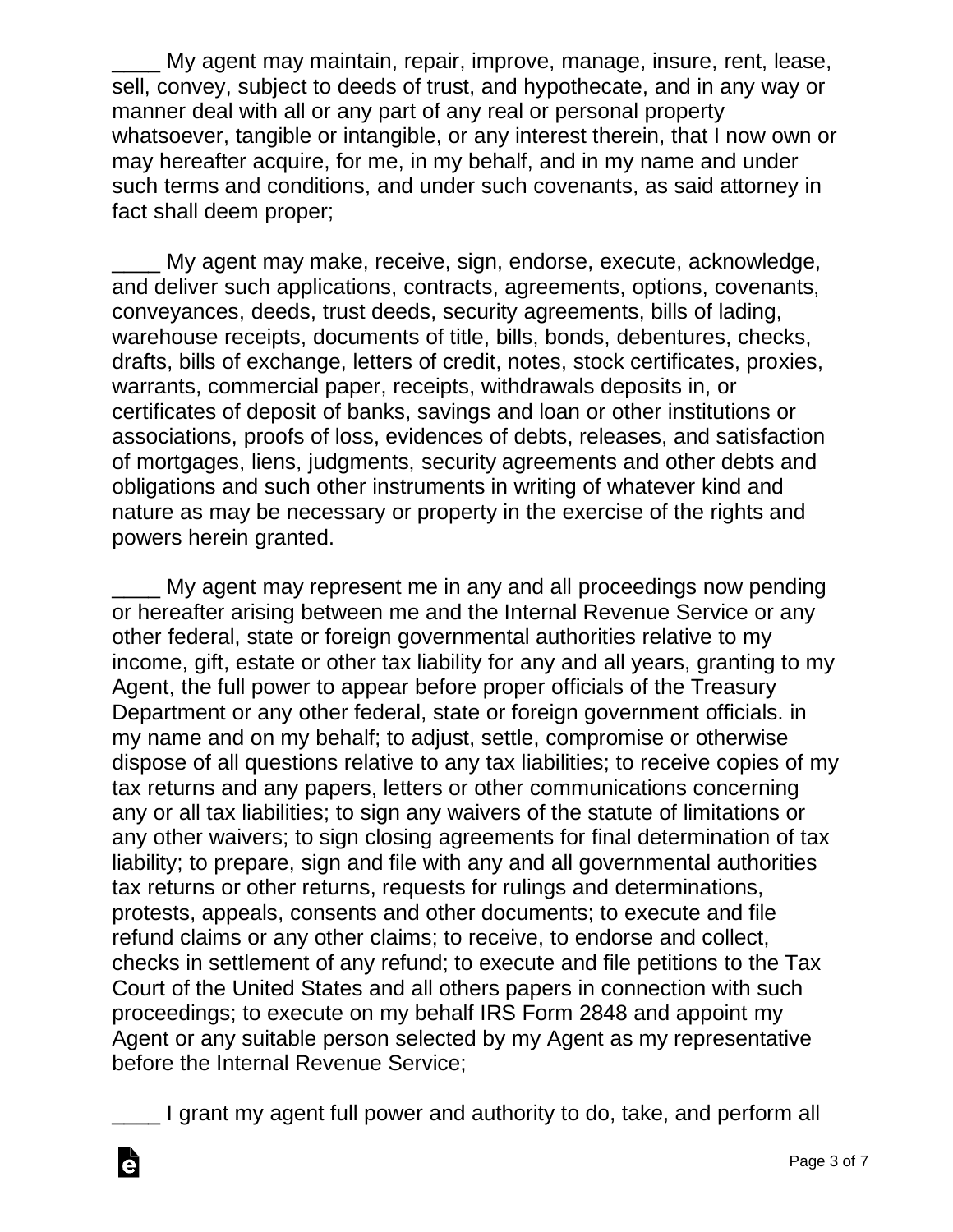____ My agent may maintain, repair, improve, manage, insure, rent, lease, sell, convey, subject to deeds of trust, and hypothecate, and in any way or manner deal with all or any part of any real or personal property whatsoever, tangible or intangible, or any interest therein, that I now own or may hereafter acquire, for me, in my behalf, and in my name and under such terms and conditions, and under such covenants, as said attorney in fact shall deem proper;

____ My agent may make, receive, sign, endorse, execute, acknowledge, and deliver such applications, contracts, agreements, options, covenants, conveyances, deeds, trust deeds, security agreements, bills of lading, warehouse receipts, documents of title, bills, bonds, debentures, checks, drafts, bills of exchange, letters of credit, notes, stock certificates, proxies, warrants, commercial paper, receipts, withdrawals deposits in, or certificates of deposit of banks, savings and loan or other institutions or associations, proofs of loss, evidences of debts, releases, and satisfaction of mortgages, liens, judgments, security agreements and other debts and obligations and such other instruments in writing of whatever kind and nature as may be necessary or property in the exercise of the rights and powers herein granted.

____ My agent may represent me in any and all proceedings now pending or hereafter arising between me and the Internal Revenue Service or any other federal, state or foreign governmental authorities relative to my income, gift, estate or other tax liability for any and all years, granting to my Agent, the full power to appear before proper officials of the Treasury Department or any other federal, state or foreign government officials. in my name and on my behalf; to adjust, settle, compromise or otherwise dispose of all questions relative to any tax liabilities; to receive copies of my tax returns and any papers, letters or other communications concerning any or all tax liabilities; to sign any waivers of the statute of limitations or any other waivers; to sign closing agreements for final determination of tax liability; to prepare, sign and file with any and all governmental authorities tax returns or other returns, requests for rulings and determinations, protests, appeals, consents and other documents; to execute and file refund claims or any other claims; to receive, to endorse and collect, checks in settlement of any refund; to execute and file petitions to the Tax Court of the United States and all others papers in connection with such proceedings; to execute on my behalf IRS Form 2848 and appoint my Agent or any suitable person selected by my Agent as my representative before the Internal Revenue Service;

____ I grant my agent full power and authority to do, take, and perform all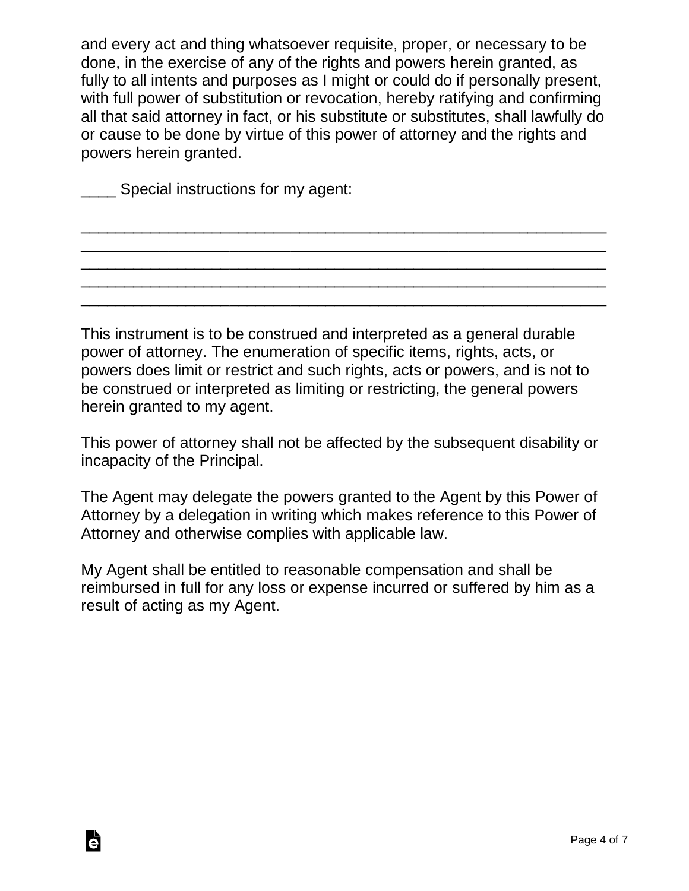and every act and thing whatsoever requisite, proper, or necessary to be done, in the exercise of any of the rights and powers herein granted, as fully to all intents and purposes as I might or could do if personally present, with full power of substitution or revocation, hereby ratifying and confirming all that said attorney in fact, or his substitute or substitutes, shall lawfully do or cause to be done by virtue of this power of attorney and the rights and powers herein granted.

____ Special instructions for my agent:

_____________________________________________________________
_____________________________________________________________
_____________________________________________________________
_____________________________________________________________
_____________________________________________________________

This instrument is to be construed and interpreted as a general durable power of attorney. The enumeration of specific items, rights, acts, or powers does limit or restrict and such rights, acts or powers, and is not to be construed or interpreted as limiting or restricting, the general powers herein granted to my agent.

This power of attorney shall not be affected by the subsequent disability or incapacity of the Principal.

The Agent may delegate the powers granted to the Agent by this Power of Attorney by a delegation in writing which makes reference to this Power of Attorney and otherwise complies with applicable law.

My Agent shall be entitled to reasonable compensation and shall be reimbursed in full for any loss or expense incurred or suffered by him as a result of acting as my Agent.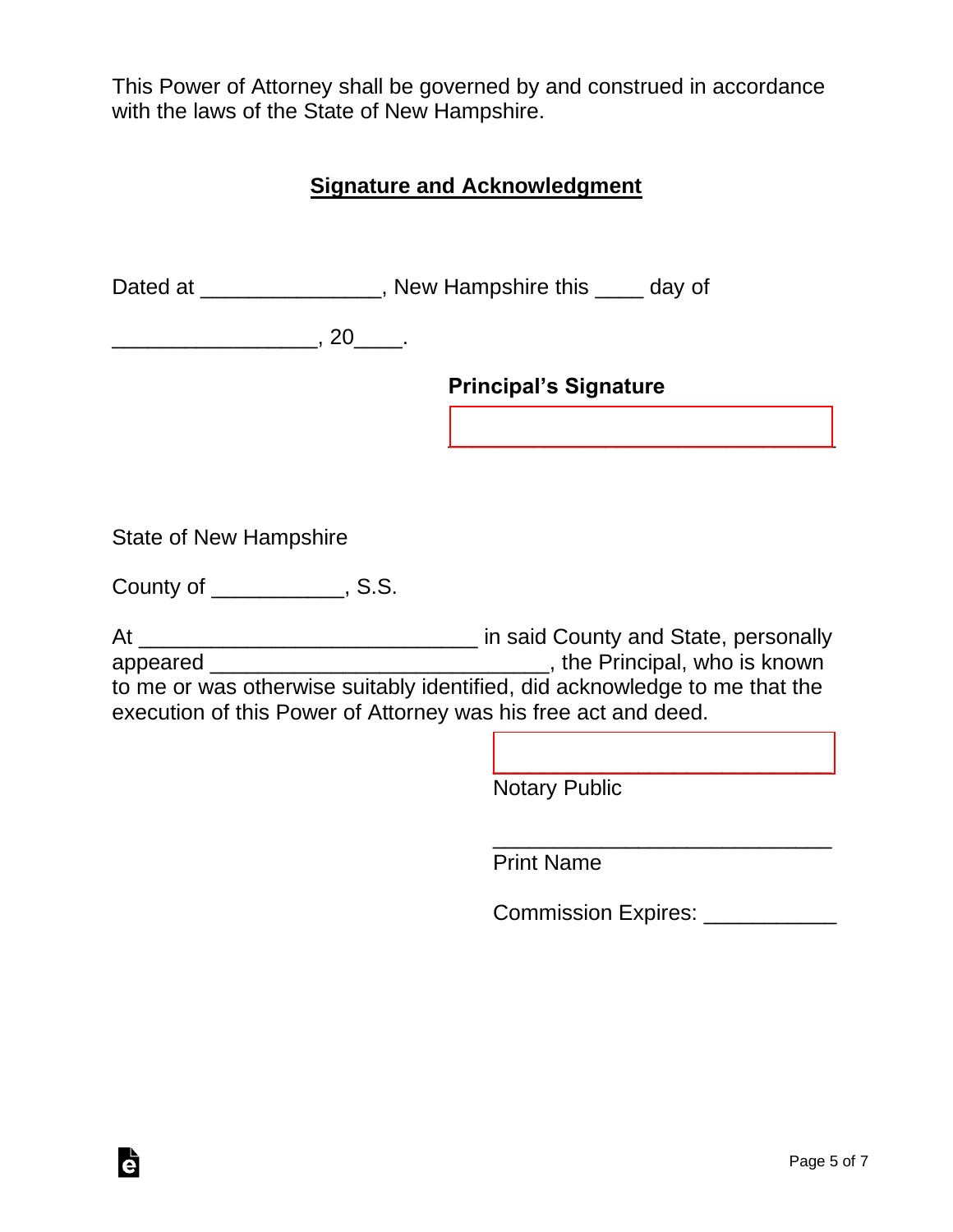This Power of Attorney shall be governed by and construed in accordance with the laws of the State of New Hampshire.

## Signature and Acknowledgment

Dated at _______________, New Hampshire this ____ day of

_________________, 20____.

**Principal's Signature**

________________________________

State of New Hampshire

County of ___________, S.S.

At _____________________________ in said County and State, personally appeared _____________________________, the Principal, who is known to me or was otherwise suitably identified, did acknowledge to me that the execution of this Power of Attorney was his free act and deed.

________________________________
Notary Public

________________________________
Print Name

Commission Expires: ___________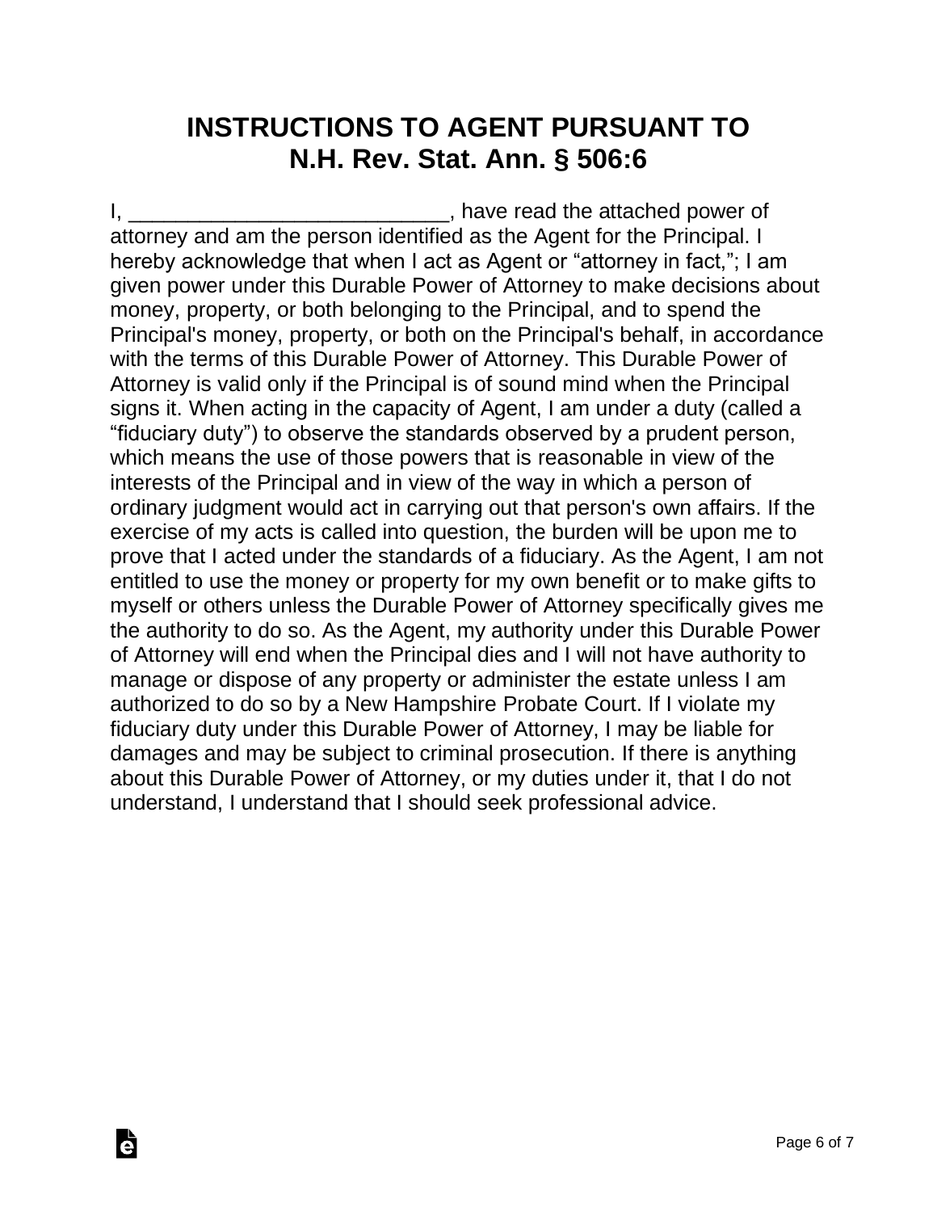# INSTRUCTIONS TO AGENT PURSUANT TO N.H. Rev. Stat. Ann. § 506:6

I, ___________________________, have read the attached power of attorney and am the person identified as the Agent for the Principal. I hereby acknowledge that when I act as Agent or "attorney in fact,"; I am given power under this Durable Power of Attorney to make decisions about money, property, or both belonging to the Principal, and to spend the Principal's money, property, or both on the Principal's behalf, in accordance with the terms of this Durable Power of Attorney. This Durable Power of Attorney is valid only if the Principal is of sound mind when the Principal signs it. When acting in the capacity of Agent, I am under a duty (called a "fiduciary duty") to observe the standards observed by a prudent person, which means the use of those powers that is reasonable in view of the interests of the Principal and in view of the way in which a person of ordinary judgment would act in carrying out that person's own affairs. If the exercise of my acts is called into question, the burden will be upon me to prove that I acted under the standards of a fiduciary. As the Agent, I am not entitled to use the money or property for my own benefit or to make gifts to myself or others unless the Durable Power of Attorney specifically gives me the authority to do so. As the Agent, my authority under this Durable Power of Attorney will end when the Principal dies and I will not have authority to manage or dispose of any property or administer the estate unless I am authorized to do so by a New Hampshire Probate Court. If I violate my fiduciary duty under this Durable Power of Attorney, I may be liable for damages and may be subject to criminal prosecution. If there is anything about this Durable Power of Attorney, or my duties under it, that I do not understand, I understand that I should seek professional advice.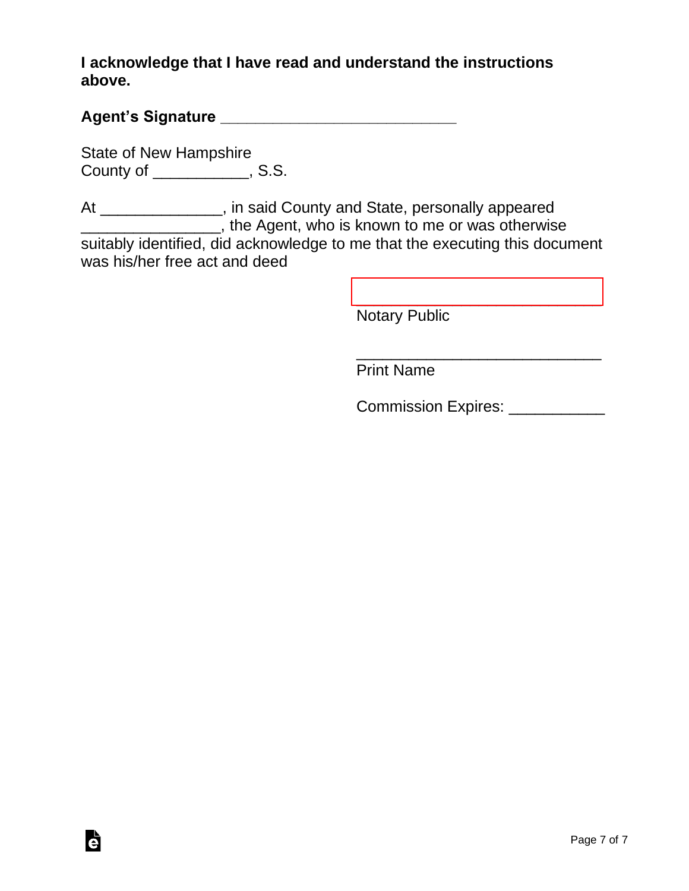**I acknowledge that I have read and understand the instructions above.**

**Agent's Signature** ___________________________

State of New Hampshire
County of ___________, S.S.

At ______________, in said County and State, personally appeared ________________, the Agent, who is known to me or was otherwise suitably identified, did acknowledge to me that the executing this document was his/her free act and deed

Notary Public

____________________________
Print Name

Commission Expires: ___________